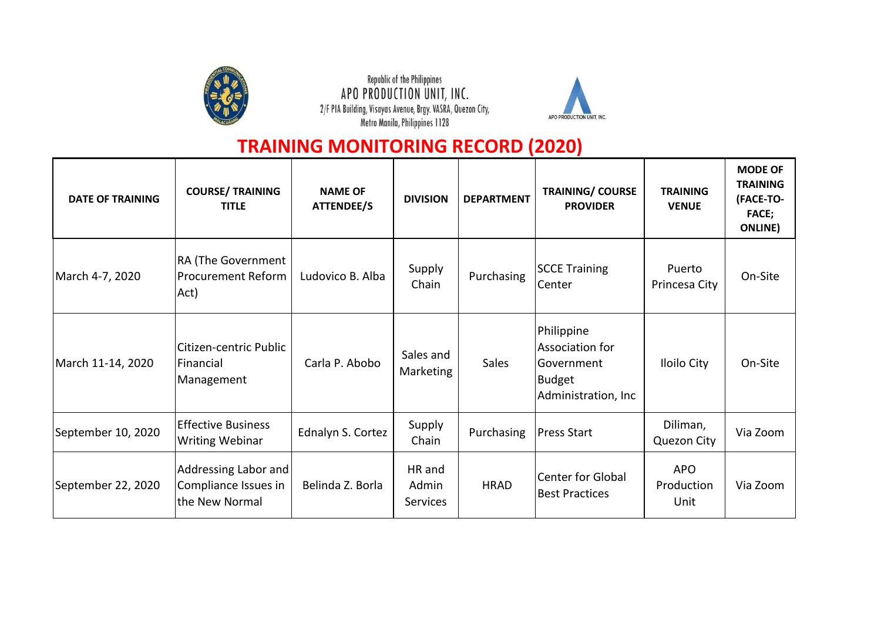Republic of the Philippines
APO PRODUCTION UNIT, INC.
2/F PIA Building, Visayas Avenue, Brgy. VASRA, Quezon City,
Metro Manila, Philippines 1128

APO PRODUCTION UNIT, INC.

# TRAINING MONITORING RECORD (2020)

| DATE OF TRAINING | COURSE/ TRAINING TITLE | NAME OF ATTENDEE/S | DIVISION | DEPARTMENT | TRAINING/ COURSE PROVIDER | TRAINING VENUE | MODE OF TRAINING (FACE-TO-FACE; ONLINE) |
|---|---|---|---|---|---|---|---|
| March 4-7, 2020 | RA (The Government Procurement Reform Act) | Ludovico B. Alba | Supply Chain | Purchasing | SCCE Training Center | Puerto Princesa City | On-Site |
| March 11-14, 2020 | Citizen-centric Public Financial Management | Carla P. Abobo | Sales and Marketing | Sales | Philippine Association for Government Budget Administration, Inc | Iloilo City | On-Site |
| September 10, 2020 | Effective Business Writing Webinar | Ednalyn S. Cortez | Supply Chain | Purchasing | Press Start | Diliman, Quezon City | Via Zoom |
| September 22, 2020 | Addressing Labor and Compliance Issues in the New Normal | Belinda Z. Borla | HR and Admin Services | HRAD | Center for Global Best Practices | APO Production Unit | Via Zoom |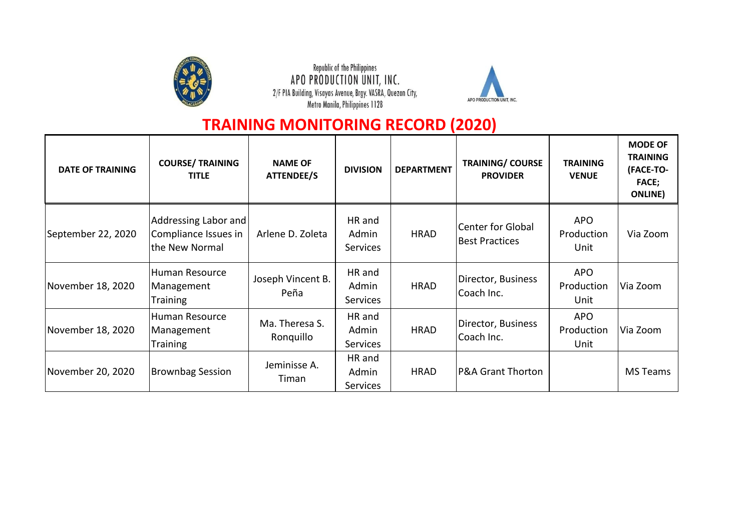Republic of the Philippines
APO PRODUCTION UNIT, INC.
2/F PIA Building, Visayas Avenue, Brgy. VASRA, Quezon City, Metro Manila, Philippines 1128

# TRAINING MONITORING RECORD (2020)

| DATE OF TRAINING | COURSE/ TRAINING TITLE | NAME OF ATTENDEE/S | DIVISION | DEPARTMENT | TRAINING/ COURSE PROVIDER | TRAINING VENUE | MODE OF TRAINING (FACE-TO-FACE; ONLINE) |
|---|---|---|---|---|---|---|---|
| September 22, 2020 | Addressing Labor and Compliance Issues in the New Normal | Arlene D. Zoleta | HR and Admin Services | HRAD | Center for Global Best Practices | APO Production Unit | Via Zoom |
| November 18, 2020 | Human Resource Management Training | Joseph Vincent B. Peña | HR and Admin Services | HRAD | Director, Business Coach Inc. | APO Production Unit | Via Zoom |
| November 18, 2020 | Human Resource Management Training | Ma. Theresa S. Ronquillo | HR and Admin Services | HRAD | Director, Business Coach Inc. | APO Production Unit | Via Zoom |
| November 20, 2020 | Brownbag Session | Jeminisse A. Timan | HR and Admin Services | HRAD | P&A Grant Thorton | | MS Teams |